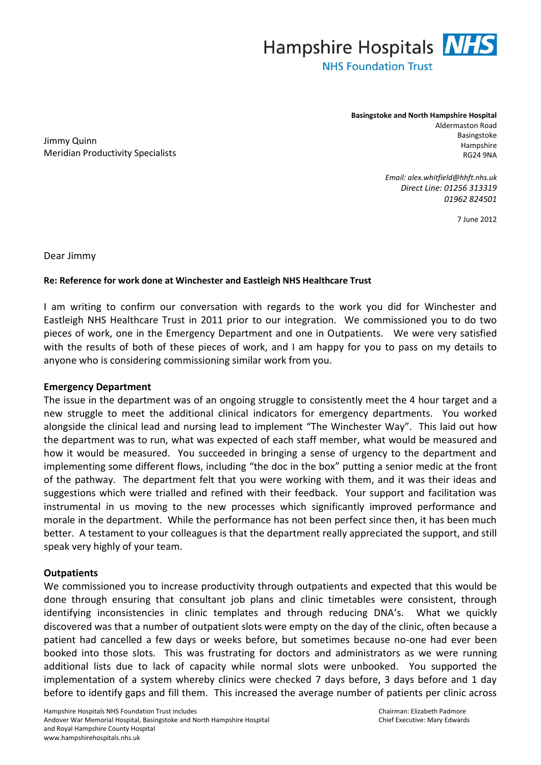Hampshire Hospitals **NHS**

NHS Foundation Trust

Jimmy Quinn
Meridian Productivity Specialists

**Basingstoke and North Hampshire Hospital**
Aldermaston Road
Basingstoke
Hampshire
RG24 9NA

*Email: alex.whitfield@hhft.nhs.uk*
*Direct Line: 01256 313319*
*01962 824501*

7 June 2012

Dear Jimmy

**Re: Reference for work done at Winchester and Eastleigh NHS Healthcare Trust**

I am writing to confirm our conversation with regards to the work you did for Winchester and Eastleigh NHS Healthcare Trust in 2011 prior to our integration. We commissioned you to do two pieces of work, one in the Emergency Department and one in Outpatients. We were very satisfied with the results of both of these pieces of work, and I am happy for you to pass on my details to anyone who is considering commissioning similar work from you.

**Emergency Department**

The issue in the department was of an ongoing struggle to consistently meet the 4 hour target and a new struggle to meet the additional clinical indicators for emergency departments. You worked alongside the clinical lead and nursing lead to implement "The Winchester Way". This laid out how the department was to run, what was expected of each staff member, what would be measured and how it would be measured. You succeeded in bringing a sense of urgency to the department and implementing some different flows, including "the doc in the box" putting a senior medic at the front of the pathway. The department felt that you were working with them, and it was their ideas and suggestions which were trialled and refined with their feedback. Your support and facilitation was instrumental in us moving to the new processes which significantly improved performance and morale in the department. While the performance has not been perfect since then, it has been much better. A testament to your colleagues is that the department really appreciated the support, and still speak very highly of your team.

**Outpatients**

We commissioned you to increase productivity through outpatients and expected that this would be done through ensuring that consultant job plans and clinic timetables were consistent, through identifying inconsistencies in clinic templates and through reducing DNA's. What we quickly discovered was that a number of outpatient slots were empty on the day of the clinic, often because a patient had cancelled a few days or weeks before, but sometimes because no-one had ever been booked into those slots. This was frustrating for doctors and administrators as we were running additional lists due to lack of capacity while normal slots were unbooked. You supported the implementation of a system whereby clinics were checked 7 days before, 3 days before and 1 day before to identify gaps and fill them. This increased the average number of patients per clinic across

Hampshire Hospitals NHS Foundation Trust includes
Andover War Memorial Hospital, Basingstoke and North Hampshire Hospital
and Royal Hampshire County Hospital
www.hampshirehospitals.nhs.uk

Chairman: Elizabeth Padmore
Chief Executive: Mary Edwards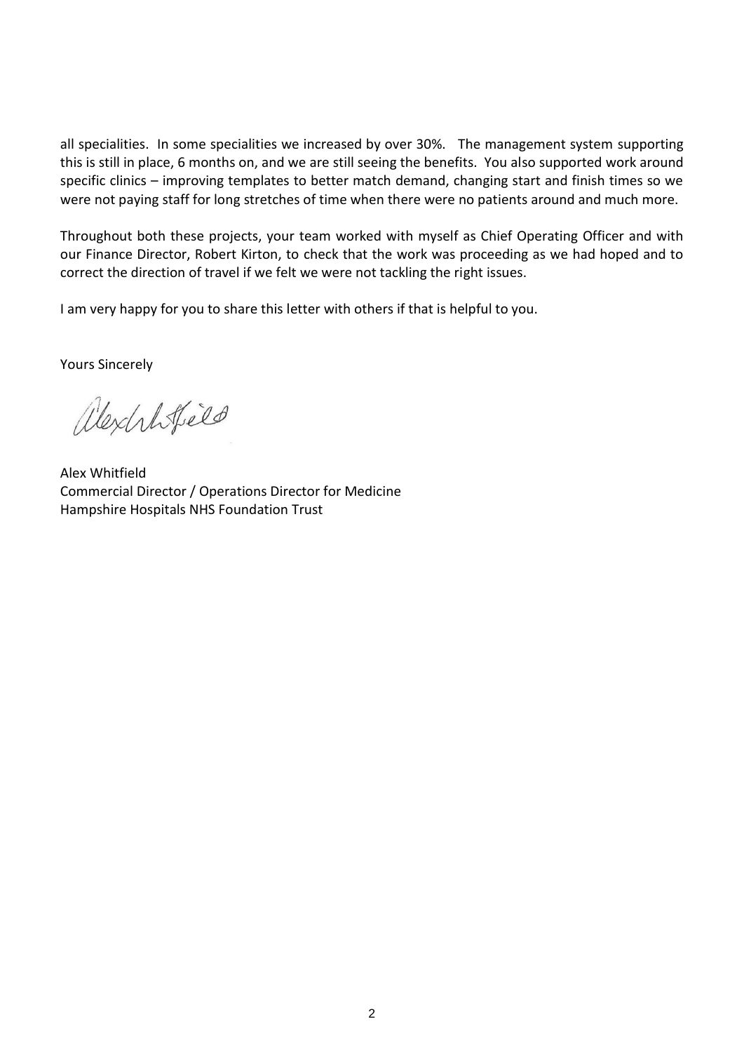all specialities. In some specialities we increased by over 30%. The management system supporting this is still in place, 6 months on, and we are still seeing the benefits. You also supported work around specific clinics – improving templates to better match demand, changing start and finish times so we were not paying staff for long stretches of time when there were no patients around and much more.

Throughout both these projects, your team worked with myself as Chief Operating Officer and with our Finance Director, Robert Kirton, to check that the work was proceeding as we had hoped and to correct the direction of travel if we felt we were not tackling the right issues.

I am very happy for you to share this letter with others if that is helpful to you.

Yours Sincerely

Alex Whitfield
Commercial Director / Operations Director for Medicine
Hampshire Hospitals NHS Foundation Trust